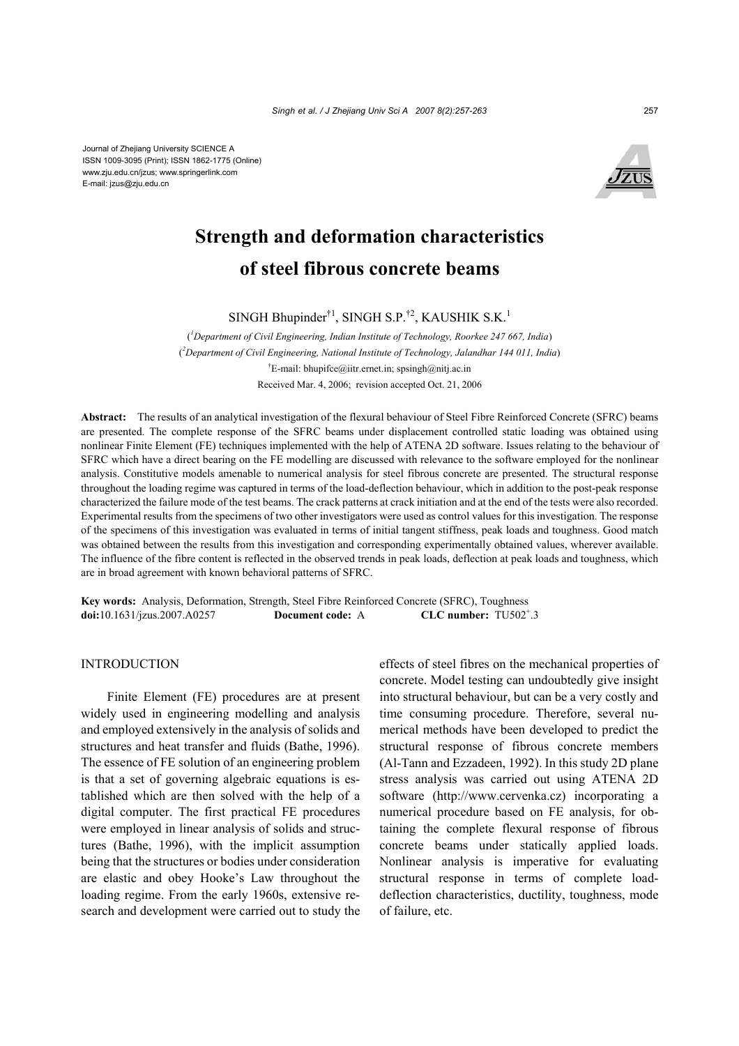Journal of Zhejiang University SCIENCE A
ISSN 1009-3095 (Print); ISSN 1862-1775 (Online)
www.zju.edu.cn/jzus; www.springerlink.com
E-mail: jzus@zju.edu.cn

# Strength and deformation characteristics of steel fibrous concrete beams

SINGH Bhupinder[†1], SINGH S.P.[†2], KAUSHIK S.K.[1]

([1]*Department of Civil Engineering, Indian Institute of Technology, Roorkee 247 667, India*)
([2]*Department of Civil Engineering, National Institute of Technology, Jalandhar 144 011, India*)
[†]E-mail: bhupifce@iitr.ernet.in; spsingh@nitj.ac.in
Received Mar. 4, 2006; revision accepted Oct. 21, 2006

**Abstract:** The results of an analytical investigation of the flexural behaviour of Steel Fibre Reinforced Concrete (SFRC) beams are presented. The complete response of the SFRC beams under displacement controlled static loading was obtained using nonlinear Finite Element (FE) techniques implemented with the help of ATENA 2D software. Issues relating to the behaviour of SFRC which have a direct bearing on the FE modelling are discussed with relevance to the software employed for the nonlinear analysis. Constitutive models amenable to numerical analysis for steel fibrous concrete are presented. The structural response throughout the loading regime was captured in terms of the load-deflection behaviour, which in addition to the post-peak response characterized the failure mode of the test beams. The crack patterns at crack initiation and at the end of the tests were also recorded. Experimental results from the specimens of two other investigators were used as control values for this investigation. The response of the specimens of this investigation was evaluated in terms of initial tangent stiffness, peak loads and toughness. Good match was obtained between the results from this investigation and corresponding experimentally obtained values, wherever available. The influence of the fibre content is reflected in the observed trends in peak loads, deflection at peak loads and toughness, which are in broad agreement with known behavioral patterns of SFRC.

**Key words:** Analysis, Deformation, Strength, Steel Fibre Reinforced Concrete (SFRC), Toughness
**doi:**10.1631/jzus.2007.A0257 **Document code:** A **CLC number:** TU502[+].3

## INTRODUCTION

Finite Element (FE) procedures are at present widely used in engineering modelling and analysis and employed extensively in the analysis of solids and structures and heat transfer and fluids (Bathe, 1996). The essence of FE solution of an engineering problem is that a set of governing algebraic equations is established which are then solved with the help of a digital computer. The first practical FE procedures were employed in linear analysis of solids and structures (Bathe, 1996), with the implicit assumption being that the structures or bodies under consideration are elastic and obey Hooke's Law throughout the loading regime. From the early 1960s, extensive research and development were carried out to study the effects of steel fibres on the mechanical properties of concrete. Model testing can undoubtedly give insight into structural behaviour, but can be a very costly and time consuming procedure. Therefore, several numerical methods have been developed to predict the structural response of fibrous concrete members (Al-Tann and Ezzadeen, 1992). In this study 2D plane stress analysis was carried out using ATENA 2D software (http://www.cervenka.cz) incorporating a numerical procedure based on FE analysis, for obtaining the complete flexural response of fibrous concrete beams under statically applied loads. Nonlinear analysis is imperative for evaluating structural response in terms of complete load-deflection characteristics, ductility, toughness, mode of failure, etc.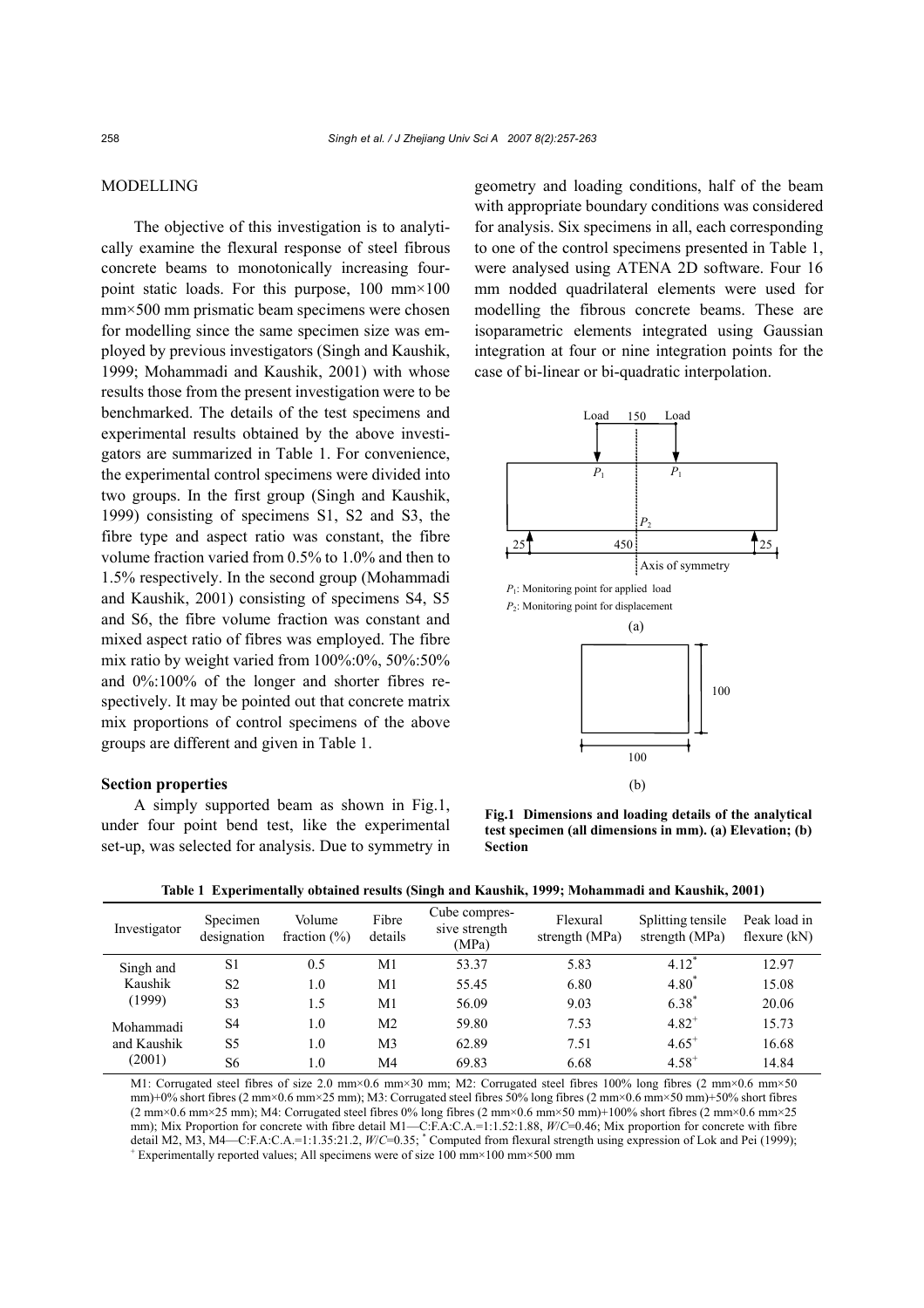## MODELLING

The objective of this investigation is to analytically examine the flexural response of steel fibrous concrete beams to monotonically increasing four-point static loads. For this purpose, 100 mm×100 mm×500 mm prismatic beam specimens were chosen for modelling since the same specimen size was employed by previous investigators (Singh and Kaushik, 1999; Mohammadi and Kaushik, 2001) with whose results those from the present investigation were to be benchmarked. The details of the test specimens and experimental results obtained by the above investigators are summarized in Table 1. For convenience, the experimental control specimens were divided into two groups. In the first group (Singh and Kaushik, 1999) consisting of specimens S1, S2 and S3, the fibre type and aspect ratio was constant, the fibre volume fraction varied from 0.5% to 1.0% and then to 1.5% respectively. In the second group (Mohammadi and Kaushik, 2001) consisting of specimens S4, S5 and S6, the fibre volume fraction was constant and mixed aspect ratio of fibres was employed. The fibre mix ratio by weight varied from 100%:0%, 50%:50% and 0%:100% of the longer and shorter fibres respectively. It may be pointed out that concrete matrix mix proportions of control specimens of the above groups are different and given in Table 1.

### Section properties

A simply supported beam as shown in Fig.1, under four point bend test, like the experimental set-up, was selected for analysis. Due to symmetry in geometry and loading conditions, half of the beam with appropriate boundary conditions was considered for analysis. Six specimens in all, each corresponding to one of the control specimens presented in Table 1, were analysed using ATENA 2D software. Four 16 mm nodded quadrilateral elements were used for modelling the fibrous concrete beams. These are isoparametric elements integrated using Gaussian integration at four or nine integration points for the case of bi-linear or bi-quadratic interpolation.

$P_1$: Monitoring point for applied load
$P_2$: Monitoring point for displacement

**Fig.1 Dimensions and loading details of the analytical test specimen (all dimensions in mm). (a) Elevation; (b) Section**

**Table 1 Experimentally obtained results (Singh and Kaushik, 1999; Mohammadi and Kaushik, 2001)**

| Investigator | Specimen designation | Volume fraction (%) | Fibre details | Cube compressive strength (MPa) | Flexural strength (MPa) | Splitting tensile strength (MPa) | Peak load in flexure (kN) |
|---|---|---|---|---|---|---|---|
| Singh and Kaushik (1999) | S1 | 0.5 | M1 | 53.37 | 5.83 | 4.12* | 12.97 |
| | S2 | 1.0 | M1 | 55.45 | 6.80 | 4.80* | 15.08 |
| | S3 | 1.5 | M1 | 56.09 | 9.03 | 6.38* | 20.06 |
| Mohammadi and Kaushik (2001) | S4 | 1.0 | M2 | 59.80 | 7.53 | 4.82+ | 15.73 |
| | S5 | 1.0 | M3 | 62.89 | 7.51 | 4.65+ | 16.68 |
| | S6 | 1.0 | M4 | 69.83 | 6.68 | 4.58+ | 14.84 |

M1: Corrugated steel fibres of size 2.0 mm×0.6 mm×30 mm; M2: Corrugated steel fibres 100% long fibres (2 mm×0.6 mm×50 mm)+0% short fibres (2 mm×0.6 mm×25 mm); M3: Corrugated steel fibres 50% long fibres (2 mm×0.6 mm×50 mm)+50% short fibres (2 mm×0.6 mm×25 mm); M4: Corrugated steel fibres 0% long fibres (2 mm×0.6 mm×50 mm)+100% short fibres (2 mm×0.6 mm×25 mm); Mix Proportion for concrete with fibre detail M1—C:F.A:C.A.=1:1.52:1.88, *W*/*C*=0.46; Mix proportion for concrete with fibre detail M2, M3, M4—C:F.A:C.A.=1:1.35:21.2, *W*/*C*=0.35; * Computed from flexural strength using expression of Lok and Pei (1999); + Experimentally reported values; All specimens were of size 100 mm×100 mm×500 mm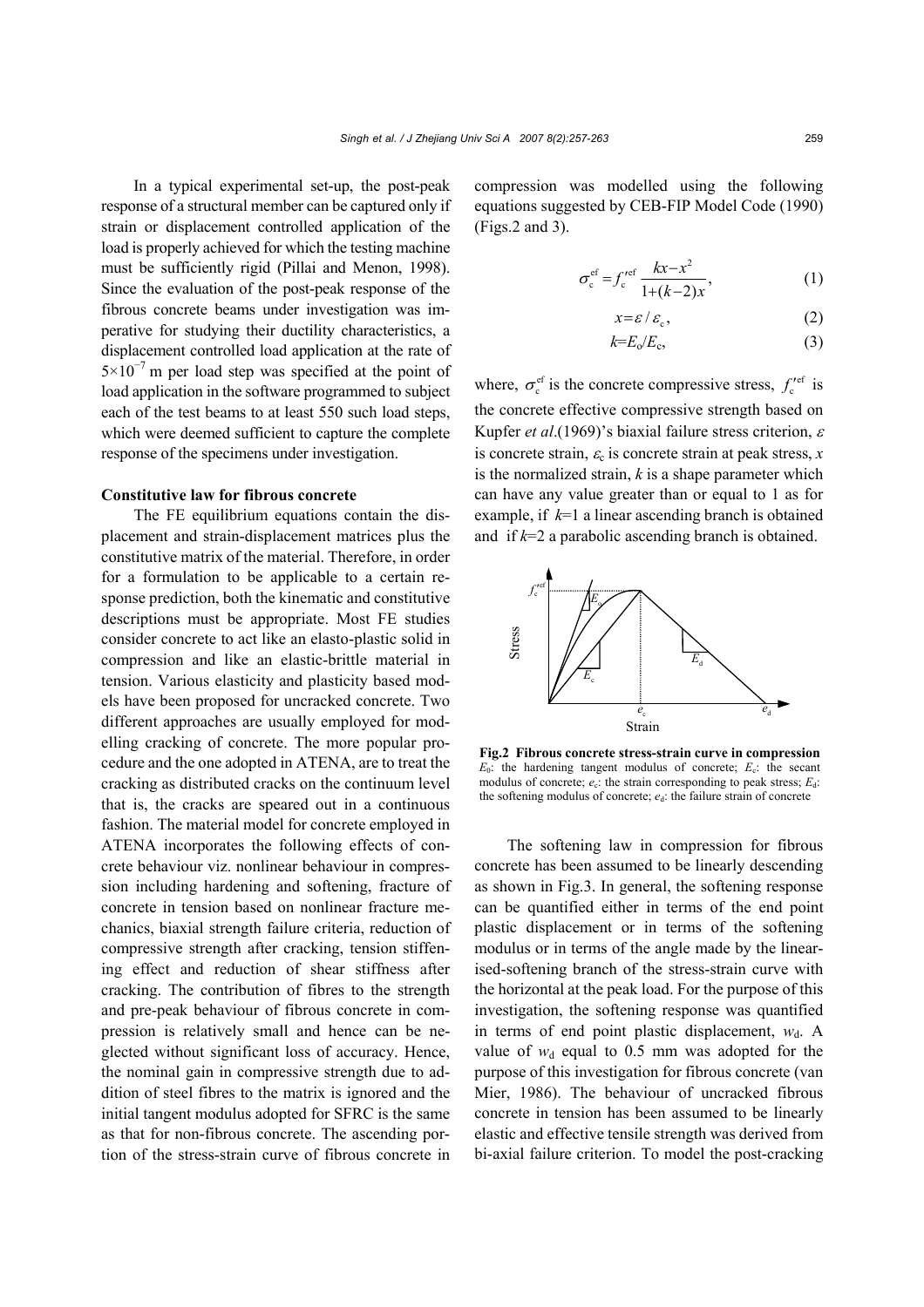In a typical experimental set-up, the post-peak response of a structural member can be captured only if strain or displacement controlled application of the load is properly achieved for which the testing machine must be sufficiently rigid (Pillai and Menon, 1998). Since the evaluation of the post-peak response of the fibrous concrete beams under investigation was imperative for studying their ductility characteristics, a displacement controlled load application at the rate of $5\times10^{-7}$ m per load step was specified at the point of load application in the software programmed to subject each of the test beams to at least 550 such load steps, which were deemed sufficient to capture the complete response of the specimens under investigation.

**Constitutive law for fibrous concrete**

The FE equilibrium equations contain the displacement and strain-displacement matrices plus the constitutive matrix of the material. Therefore, in order for a formulation to be applicable to a certain response prediction, both the kinematic and constitutive descriptions must be appropriate. Most FE studies consider concrete to act like an elasto-plastic solid in compression and like an elastic-brittle material in tension. Various elasticity and plasticity based models have been proposed for uncracked concrete. Two different approaches are usually employed for modelling cracking of concrete. The more popular procedure and the one adopted in ATENA, are to treat the cracking as distributed cracks on the continuum level that is, the cracks are speared out in a continuous fashion. The material model for concrete employed in ATENA incorporates the following effects of concrete behaviour viz. nonlinear behaviour in compression including hardening and softening, fracture of concrete in tension based on nonlinear fracture mechanics, biaxial strength failure criteria, reduction of compressive strength after cracking, tension stiffening effect and reduction of shear stiffness after cracking. The contribution of fibres to the strength and pre-peak behaviour of fibrous concrete in compression is relatively small and hence can be neglected without significant loss of accuracy. Hence, the nominal gain in compressive strength due to addition of steel fibres to the matrix is ignored and the initial tangent modulus adopted for SFRC is the same as that for non-fibrous concrete. The ascending portion of the stress-strain curve of fibrous concrete in compression was modelled using the following equations suggested by CEB-FIP Model Code (1990) (Figs.2 and 3).

$$\sigma_c^{ef} = f_c'^{ef}\frac{kx - x^2}{1+(k-2)x}, \tag{1}$$

$$x = \varepsilon / \varepsilon_c, \tag{2}$$

$$k = E_o / E_c, \tag{3}$$

where, $\sigma_c^{ef}$ is the concrete compressive stress, $f_c'^{ef}$ is the concrete effective compressive strength based on Kupfer *et al*.(1969)'s biaxial failure stress criterion, $\varepsilon$ is concrete strain, $\varepsilon_c$ is concrete strain at peak stress, $x$ is the normalized strain, $k$ is a shape parameter which can have any value greater than or equal to 1 as for example, if $k$=1 a linear ascending branch is obtained and if $k$=2 a parabolic ascending branch is obtained.

**Fig.2 Fibrous concrete stress-strain curve in compression**
$E_0$: the hardening tangent modulus of concrete; $E_c$: the secant modulus of concrete; $e_c$: the strain corresponding to peak stress; $E_d$: the softening modulus of concrete; $e_d$: the failure strain of concrete

The softening law in compression for fibrous concrete has been assumed to be linearly descending as shown in Fig.3. In general, the softening response can be quantified either in terms of the end point plastic displacement or in terms of the softening modulus or in terms of the angle made by the linearised-softening branch of the stress-strain curve with the horizontal at the peak load. For the purpose of this investigation, the softening response was quantified in terms of end point plastic displacement, $w_d$. A value of $w_d$ equal to 0.5 mm was adopted for the purpose of this investigation for fibrous concrete (van Mier, 1986). The behaviour of uncracked fibrous concrete in tension has been assumed to be linearly elastic and effective tensile strength was derived from bi-axial failure criterion. To model the post-cracking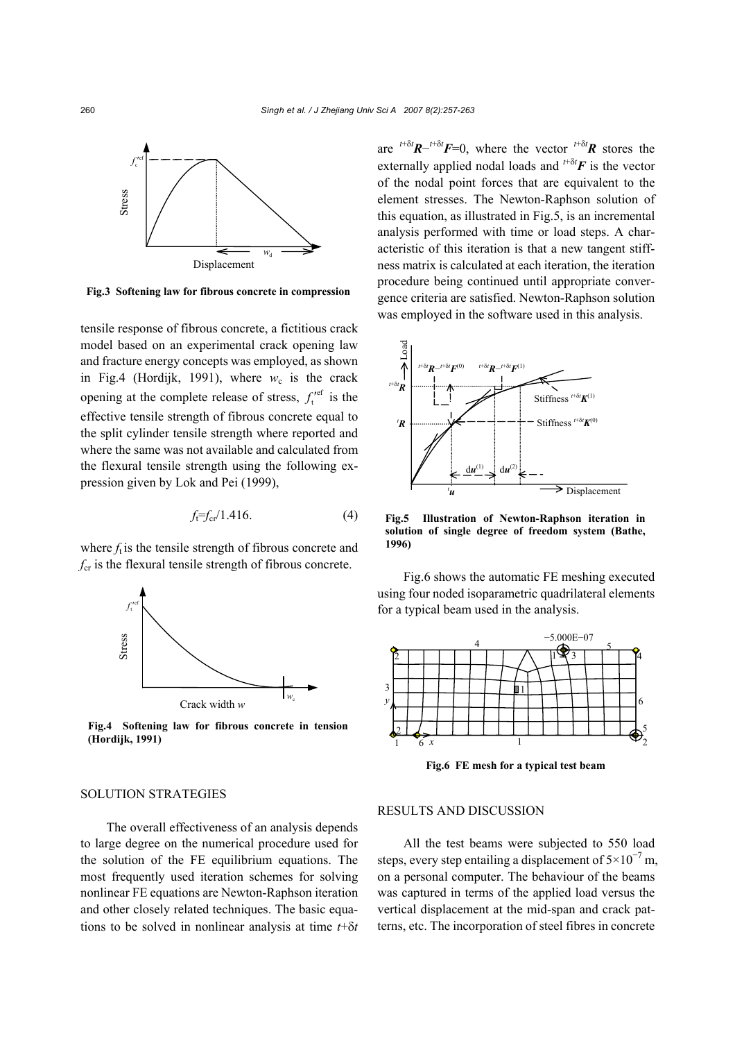Fig.3 Softening law for fibrous concrete in compression

tensile response of fibrous concrete, a fictitious crack model based on an experimental crack opening law and fracture energy concepts was employed, as shown in Fig.4 (Hordijk, 1991), where $w_c$ is the crack opening at the complete release of stress, $f_t'^{ef}$ is the effective tensile strength of fibrous concrete equal to the split cylinder tensile strength where reported and where the same was not available and calculated from the flexural tensile strength using the following expression given by Lok and Pei (1999),

$$f_t = f_{cr}/1.416. \quad (4)$$

where $f_t$ is the tensile strength of fibrous concrete and $f_{cr}$ is the flexural tensile strength of fibrous concrete.

Fig.4 Softening law for fibrous concrete in tension (Hordijk, 1991)

## SOLUTION STRATEGIES

The overall effectiveness of an analysis depends to large degree on the numerical procedure used for the solution of the FE equilibrium equations. The most frequently used iteration schemes for solving nonlinear FE equations are Newton-Raphson iteration and other closely related techniques. The basic equations to be solved in nonlinear analysis at time $t+\delta t$ are ${}^{t+\delta t}\boldsymbol{R} - {}^{t+\delta t}\boldsymbol{F} = 0$, where the vector ${}^{t+\delta t}\boldsymbol{R}$ stores the externally applied nodal loads and ${}^{t+\delta t}\boldsymbol{F}$ is the vector of the nodal point forces that are equivalent to the element stresses. The Newton-Raphson solution of this equation, as illustrated in Fig.5, is an incremental analysis performed with time or load steps. A characteristic of this iteration is that a new tangent stiffness matrix is calculated at each iteration, the iteration procedure being continued until appropriate convergence criteria are satisfied. Newton-Raphson solution was employed in the software used in this analysis.

Fig.5 Illustration of Newton-Raphson iteration in solution of single degree of freedom system (Bathe, 1996)

Fig.6 shows the automatic FE meshing executed using four noded isoparametric quadrilateral elements for a typical beam used in the analysis.

Fig.6 FE mesh for a typical test beam

## RESULTS AND DISCUSSION

All the test beams were subjected to 550 load steps, every step entailing a displacement of $5\times10^{-7}$ m, on a personal computer. The behaviour of the beams was captured in terms of the applied load versus the vertical displacement at the mid-span and crack patterns, etc. The incorporation of steel fibres in concrete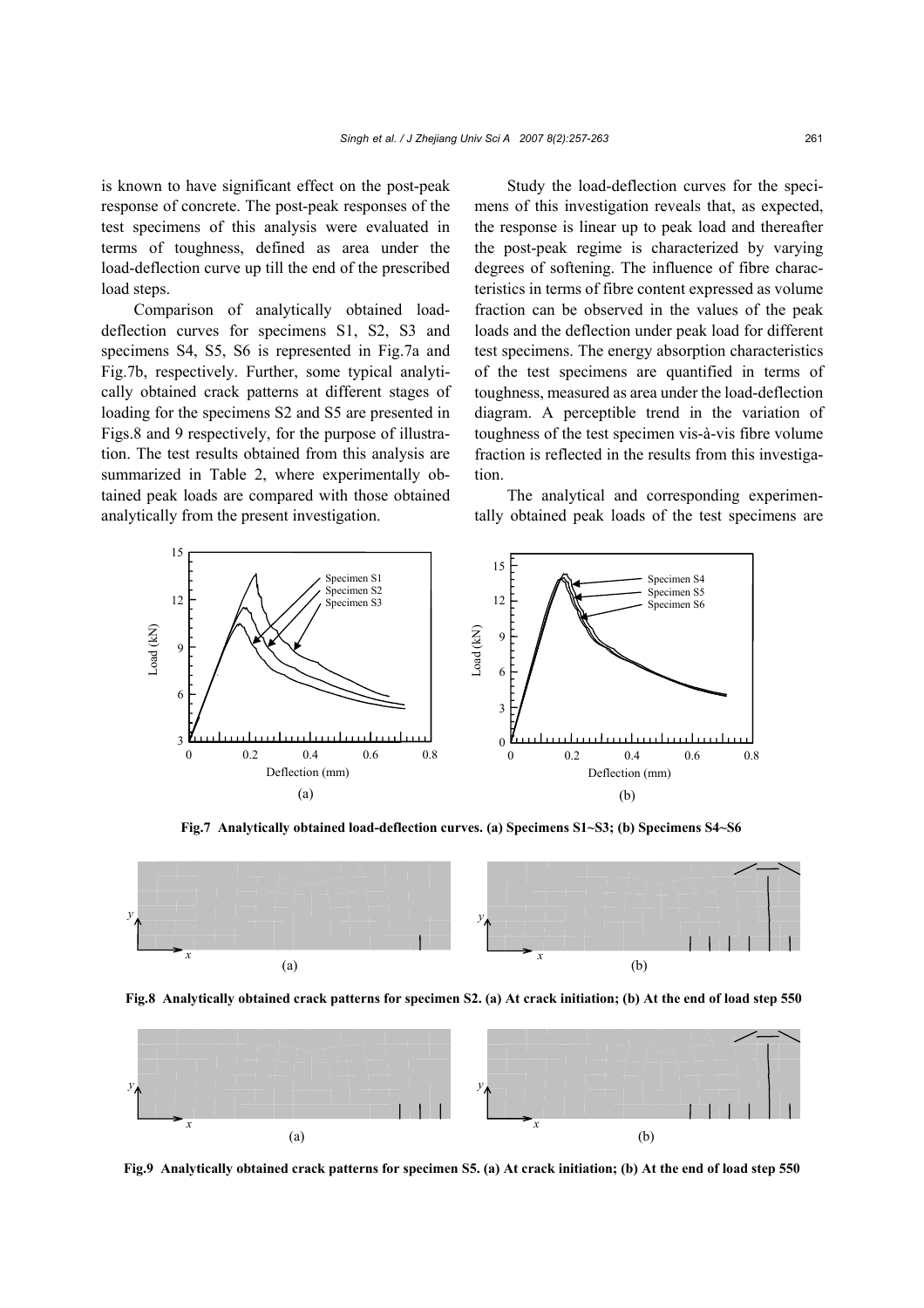is known to have significant effect on the post-peak response of concrete. The post-peak responses of the test specimens of this analysis were evaluated in terms of toughness, defined as area under the load-deflection curve up till the end of the prescribed load steps.

Comparison of analytically obtained load-deflection curves for specimens S1, S2, S3 and specimens S4, S5, S6 is represented in Fig.7a and Fig.7b, respectively. Further, some typical analytically obtained crack patterns at different stages of loading for the specimens S2 and S5 are presented in Figs.8 and 9 respectively, for the purpose of illustration. The test results obtained from this analysis are summarized in Table 2, where experimentally obtained peak loads are compared with those obtained analytically from the present investigation.

Study the load-deflection curves for the specimens of this investigation reveals that, as expected, the response is linear up to peak load and thereafter the post-peak regime is characterized by varying degrees of softening. The influence of fibre characteristics in terms of fibre content expressed as volume fraction can be observed in the values of the peak loads and the deflection under peak load for different test specimens. The energy absorption characteristics of the test specimens are quantified in terms of toughness, measured as area under the load-deflection diagram. A perceptible trend in the variation of toughness of the test specimen vis-à-vis fibre volume fraction is reflected in the results from this investigation.

The analytical and corresponding experimentally obtained peak loads of the test specimens are

**Fig.7 Analytically obtained load-deflection curves. (a) Specimens S1~S3; (b) Specimens S4~S6**

**Fig.8 Analytically obtained crack patterns for specimen S2. (a) At crack initiation; (b) At the end of load step 550**

**Fig.9 Analytically obtained crack patterns for specimen S5. (a) At crack initiation; (b) At the end of load step 550**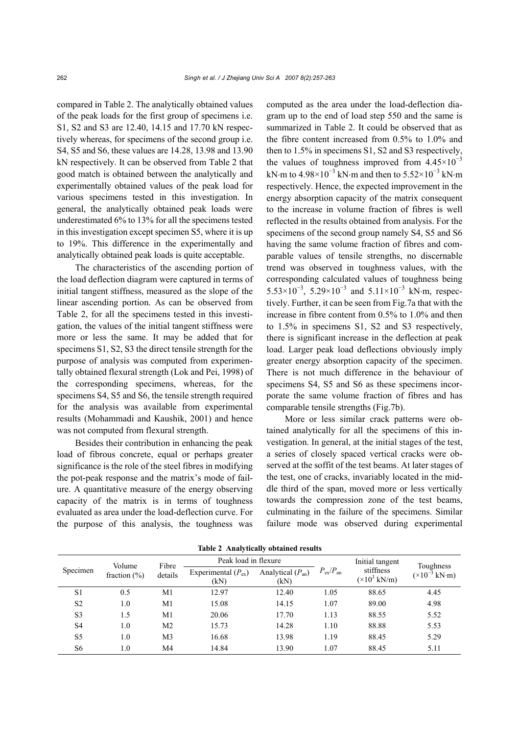compared in Table 2. The analytically obtained values of the peak loads for the first group of specimens i.e. S1, S2 and S3 are 12.40, 14.15 and 17.70 kN respectively whereas, for specimens of the second group i.e. S4, S5 and S6, these values are 14.28, 13.98 and 13.90 kN respectively. It can be observed from Table 2 that good match is obtained between the analytically and experimentally obtained values of the peak load for various specimens tested in this investigation. In general, the analytically obtained peak loads were underestimated 6% to 13% for all the specimens tested in this investigation except specimen S5, where it is up to 19%. This difference in the experimentally and analytically obtained peak loads is quite acceptable.

The characteristics of the ascending portion of the load deflection diagram were captured in terms of initial tangent stiffness, measured as the slope of the linear ascending portion. As can be observed from Table 2, for all the specimens tested in this investigation, the values of the initial tangent stiffness were more or less the same. It may be added that for specimens S1, S2, S3 the direct tensile strength for the purpose of analysis was computed from experimentally obtained flexural strength (Lok and Pei, 1998) of the corresponding specimens, whereas, for the specimens S4, S5 and S6, the tensile strength required for the analysis was available from experimental results (Mohammadi and Kaushik, 2001) and hence was not computed from flexural strength.

Besides their contribution in enhancing the peak load of fibrous concrete, equal or perhaps greater significance is the role of the steel fibres in modifying the pot-peak response and the matrix's mode of failure. A quantitative measure of the energy observing capacity of the matrix is in terms of toughness evaluated as area under the load-deflection curve. For the purpose of this analysis, the toughness was computed as the area under the load-deflection diagram up to the end of load step 550 and the same is summarized in Table 2. It could be observed that as the fibre content increased from 0.5% to 1.0% and then to 1.5% in specimens S1, S2 and S3 respectively, the values of toughness improved from $4.45\times10^{-3}$ kN·m to $4.98\times10^{-3}$ kN·m and then to $5.52\times10^{-3}$ kN·m respectively. Hence, the expected improvement in the energy absorption capacity of the matrix consequent to the increase in volume fraction of fibres is well reflected in the results obtained from analysis. For the specimens of the second group namely S4, S5 and S6 having the same volume fraction of fibres and comparable values of tensile strengths, no discernable trend was observed in toughness values, with the corresponding calculated values of toughness being $5.53\times10^{-3}$, $5.29\times10^{-3}$ and $5.11\times10^{-3}$ kN·m, respectively. Further, it can be seen from Fig.7a that with the increase in fibre content from 0.5% to 1.0% and then to 1.5% in specimens S1, S2 and S3 respectively, there is significant increase in the deflection at peak load. Larger peak load deflections obviously imply greater energy absorption capacity of the specimen. There is not much difference in the behaviour of specimens S4, S5 and S6 as these specimens incorporate the same volume fraction of fibres and has comparable tensile strengths (Fig.7b).

More or less similar crack patterns were obtained analytically for all the specimens of this investigation. In general, at the initial stages of the test, a series of closely spaced vertical cracks were observed at the soffit of the test beams. At later stages of the test, one of cracks, invariably located in the middle third of the span, moved more or less vertically towards the compression zone of the test beams, culminating in the failure of the specimens. Similar failure mode was observed during experimental

**Table 2 Analytically obtained results**

| Specimen | Volume fraction (%) | Fibre details | Peak load in flexure | | $P_{ex}/P_{an}$ | Initial tangent stiffness ($\times10^3$ kN/m) | Toughness ($\times10^{-3}$ kN·m) |
|---|---|---|---|---|---|---|---|
| | | | Experimental ($P_{ex}$) (kN) | Analytical ($P_{an}$) (kN) | | | |
| S1 | 0.5 | M1 | 12.97 | 12.40 | 1.05 | 88.65 | 4.45 |
| S2 | 1.0 | M1 | 15.08 | 14.15 | 1.07 | 89.00 | 4.98 |
| S3 | 1.5 | M1 | 20.06 | 17.70 | 1.13 | 88.55 | 5.52 |
| S4 | 1.0 | M2 | 15.73 | 14.28 | 1.10 | 88.88 | 5.53 |
| S5 | 1.0 | M3 | 16.68 | 13.98 | 1.19 | 88.45 | 5.29 |
| S6 | 1.0 | M4 | 14.84 | 13.90 | 1.07 | 88.45 | 5.11 |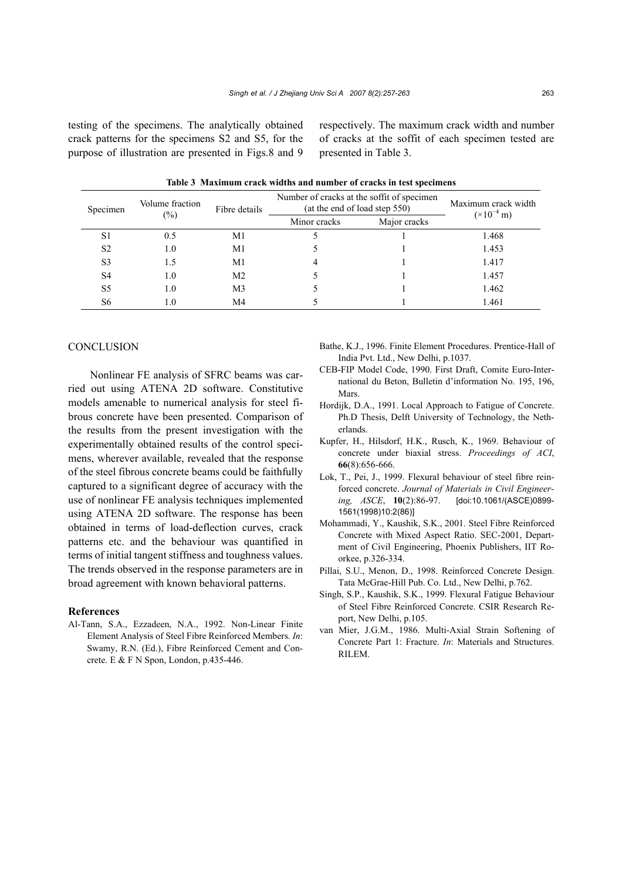testing of the specimens. The analytically obtained crack patterns for the specimens S2 and S5, for the purpose of illustration are presented in Figs.8 and 9 respectively. The maximum crack width and number of cracks at the soffit of each specimen tested are presented in Table 3.

**Table 3 Maximum crack widths and number of cracks in test specimens**

| Specimen | Volume fraction (%) | Fibre details | Number of cracks at the soffit of specimen (at the end of load step 550) | | Maximum crack width ($\times 10^{-4}$ m) |
|---|---|---|---|---|---|
| | | | Minor cracks | Major cracks | |
| S1 | 0.5 | M1 | 5 | 1 | 1.468 |
| S2 | 1.0 | M1 | 5 | 1 | 1.453 |
| S3 | 1.5 | M1 | 4 | 1 | 1.417 |
| S4 | 1.0 | M2 | 5 | 1 | 1.457 |
| S5 | 1.0 | M3 | 5 | 1 | 1.462 |
| S6 | 1.0 | M4 | 5 | 1 | 1.461 |

## CONCLUSION

Nonlinear FE analysis of SFRC beams was carried out using ATENA 2D software. Constitutive models amenable to numerical analysis for steel fibrous concrete have been presented. Comparison of the results from the present investigation with the experimentally obtained results of the control specimens, wherever available, revealed that the response of the steel fibrous concrete beams could be faithfully captured to a significant degree of accuracy with the use of nonlinear FE analysis techniques implemented using ATENA 2D software. The response has been obtained in terms of load-deflection curves, crack patterns etc. and the behaviour was quantified in terms of initial tangent stiffness and toughness values. The trends observed in the response parameters are in broad agreement with known behavioral patterns.

### References

Al-Tann, S.A., Ezzadeen, N.A., 1992. Non-Linear Finite Element Analysis of Steel Fibre Reinforced Members. *In*: Swamy, R.N. (Ed.), Fibre Reinforced Cement and Concrete. E & F N Spon, London, p.435-446.

Bathe, K.J., 1996. Finite Element Procedures. Prentice-Hall of India Pvt. Ltd., New Delhi, p.1037.

CEB-FIP Model Code, 1990. First Draft, Comite Euro-International du Beton, Bulletin d'information No. 195, 196, Mars.

Hordijk, D.A., 1991. Local Approach to Fatigue of Concrete. Ph.D Thesis, Delft University of Technology, the Netherlands.

Kupfer, H., Hilsdorf, H.K., Rusch, K., 1969. Behaviour of concrete under biaxial stress. *Proceedings of ACI*, **66**(8):656-666.

Lok, T., Pei, J., 1999. Flexural behaviour of steel fibre reinforced concrete. *Journal of Materials in Civil Engineering, ASCE*, **10**(2):86-97. [doi:10.1061/(ASCE)0899-1561(1998)10:2(86)]

Mohammadi, Y., Kaushik, S.K., 2001. Steel Fibre Reinforced Concrete with Mixed Aspect Ratio. SEC-2001, Department of Civil Engineering, Phoenix Publishers, IIT Roorkee, p.326-334.

Pillai, S.U., Menon, D., 1998. Reinforced Concrete Design. Tata McGrae-Hill Pub. Co. Ltd., New Delhi, p.762.

Singh, S.P., Kaushik, S.K., 1999. Flexural Fatigue Behaviour of Steel Fibre Reinforced Concrete. CSIR Research Report, New Delhi, p.105.

van Mier, J.G.M., 1986. Multi-Axial Strain Softening of Concrete Part 1: Fracture. *In*: Materials and Structures. RILEM.